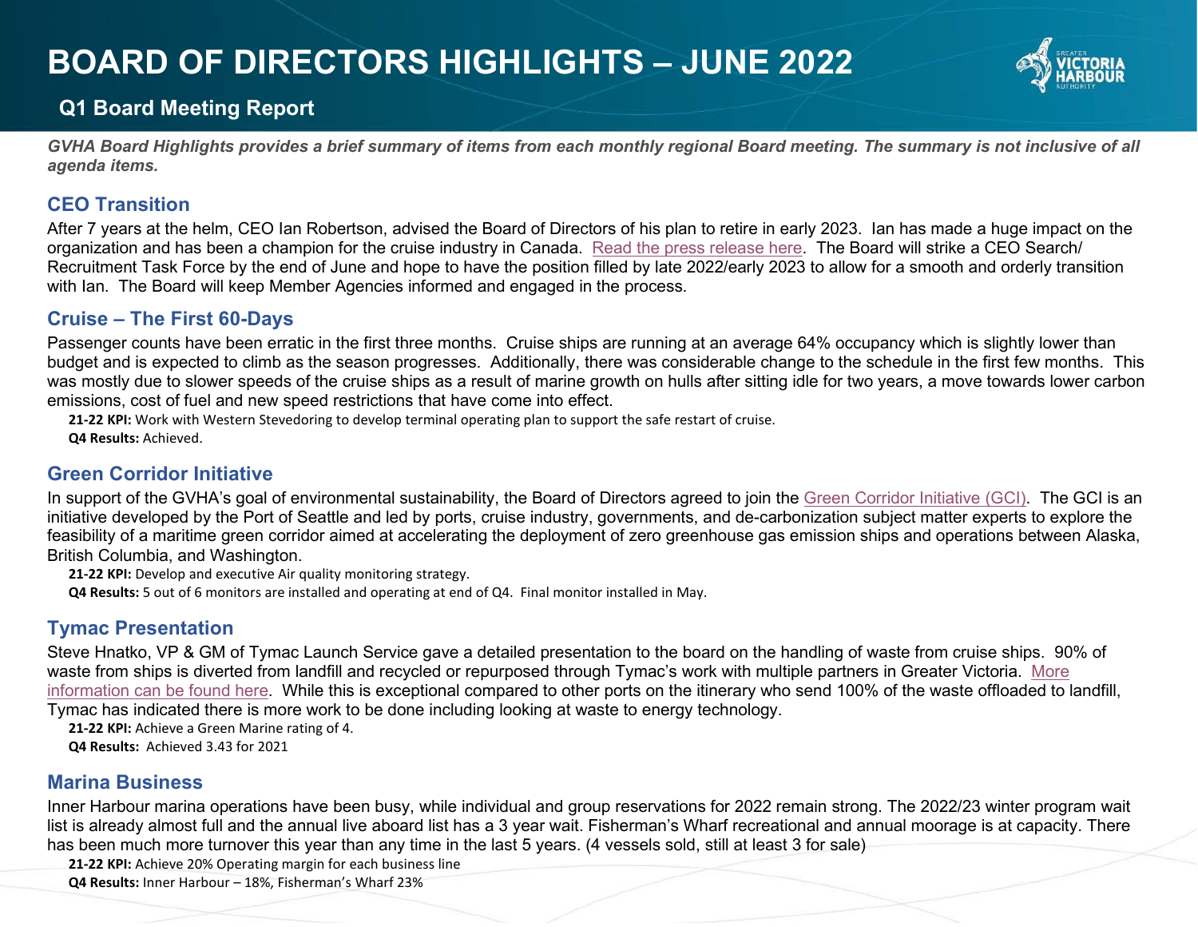# BOARD OF DIRECTORS HIGHLIGHTS – JUNE 2022

## Q1 Board Meeting Report

***GVHA Board Highlights provides a brief summary of items from each monthly regional Board meeting. The summary is not inclusive of all agenda items.***

### CEO Transition

After 7 years at the helm, CEO Ian Robertson, advised the Board of Directors of his plan to retire in early 2023. Ian has made a huge impact on the organization and has been a champion for the cruise industry in Canada. Read the press release here. The Board will strike a CEO Search/ Recruitment Task Force by the end of June and hope to have the position filled by late 2022/early 2023 to allow for a smooth and orderly transition with Ian. The Board will keep Member Agencies informed and engaged in the process.

### Cruise – The First 60-Days

Passenger counts have been erratic in the first three months. Cruise ships are running at an average 64% occupancy which is slightly lower than budget and is expected to climb as the season progresses. Additionally, there was considerable change to the schedule in the first few months. This was mostly due to slower speeds of the cruise ships as a result of marine growth on hulls after sitting idle for two years, a move towards lower carbon emissions, cost of fuel and new speed restrictions that have come into effect.

**21-22 KPI:** Work with Western Stevedoring to develop terminal operating plan to support the safe restart of cruise.
**Q4 Results:** Achieved.

### Green Corridor Initiative

In support of the GVHA's goal of environmental sustainability, the Board of Directors agreed to join the Green Corridor Initiative (GCI). The GCI is an initiative developed by the Port of Seattle and led by ports, cruise industry, governments, and de-carbonization subject matter experts to explore the feasibility of a maritime green corridor aimed at accelerating the deployment of zero greenhouse gas emission ships and operations between Alaska, British Columbia, and Washington.

**21-22 KPI:** Develop and executive Air quality monitoring strategy.
**Q4 Results:** 5 out of 6 monitors are installed and operating at end of Q4. Final monitor installed in May.

### Tymac Presentation

Steve Hnatko, VP & GM of Tymac Launch Service gave a detailed presentation to the board on the handling of waste from cruise ships. 90% of waste from ships is diverted from landfill and recycled or repurposed through Tymac's work with multiple partners in Greater Victoria. More information can be found here. While this is exceptional compared to other ports on the itinerary who send 100% of the waste offloaded to landfill, Tymac has indicated there is more work to be done including looking at waste to energy technology.

**21-22 KPI:** Achieve a Green Marine rating of 4.
**Q4 Results:** Achieved 3.43 for 2021

### Marina Business

Inner Harbour marina operations have been busy, while individual and group reservations for 2022 remain strong. The 2022/23 winter program wait list is already almost full and the annual live aboard list has a 3 year wait. Fisherman's Wharf recreational and annual moorage is at capacity. There has been much more turnover this year than any time in the last 5 years. (4 vessels sold, still at least 3 for sale)

**21-22 KPI:** Achieve 20% Operating margin for each business line
**Q4 Results:** Inner Harbour – 18%, Fisherman's Wharf 23%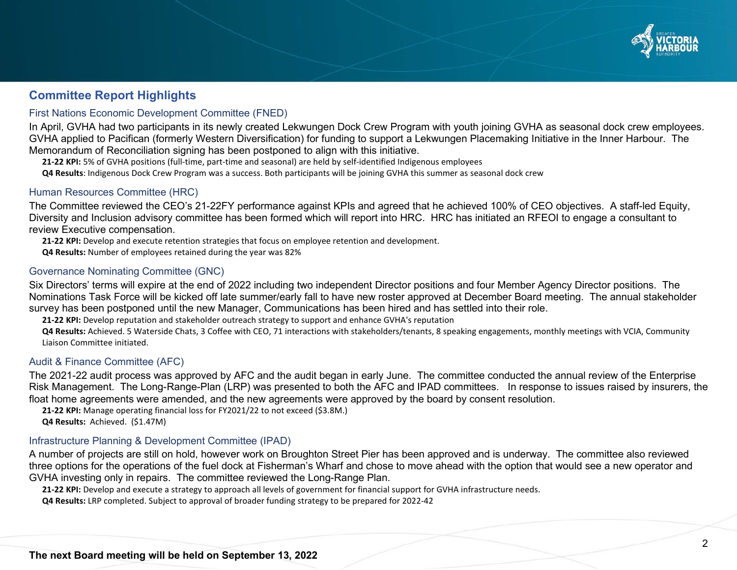## Committee Report Highlights

### First Nations Economic Development Committee (FNED)

In April, GVHA had two participants in its newly created Lekwungen Dock Crew Program with youth joining GVHA as seasonal dock crew employees. GVHA applied to Pacifican (formerly Western Diversification) for funding to support a Lekwungen Placemaking Initiative in the Inner Harbour. The Memorandum of Reconciliation signing has been postponed to align with this initiative.

**21-22 KPI:** 5% of GVHA positions (full-time, part-time and seasonal) are held by self-identified Indigenous employees

**Q4 Results**: Indigenous Dock Crew Program was a success. Both participants will be joining GVHA this summer as seasonal dock crew

### Human Resources Committee (HRC)

The Committee reviewed the CEO's 21-22FY performance against KPIs and agreed that he achieved 100% of CEO objectives. A staff-led Equity, Diversity and Inclusion advisory committee has been formed which will report into HRC. HRC has initiated an RFEOI to engage a consultant to review Executive compensation.

**21-22 KPI:** Develop and execute retention strategies that focus on employee retention and development.

**Q4 Results:** Number of employees retained during the year was 82%

### Governance Nominating Committee (GNC)

Six Directors' terms will expire at the end of 2022 including two independent Director positions and four Member Agency Director positions. The Nominations Task Force will be kicked off late summer/early fall to have new roster approved at December Board meeting. The annual stakeholder survey has been postponed until the new Manager, Communications has been hired and has settled into their role.

**21-22 KPI:** Develop reputation and stakeholder outreach strategy to support and enhance GVHA's reputation

**Q4 Results:** Achieved. 5 Waterside Chats, 3 Coffee with CEO, 71 interactions with stakeholders/tenants, 8 speaking engagements, monthly meetings with VCIA, Community Liaison Committee initiated.

### Audit & Finance Committee (AFC)

The 2021-22 audit process was approved by AFC and the audit began in early June. The committee conducted the annual review of the Enterprise Risk Management. The Long-Range-Plan (LRP) was presented to both the AFC and IPAD committees. In response to issues raised by insurers, the float home agreements were amended, and the new agreements were approved by the board by consent resolution.

**21-22 KPI:** Manage operating financial loss for FY2021/22 to not exceed ($3.8M.)

**Q4 Results:** Achieved. ($1.47M)

### Infrastructure Planning & Development Committee (IPAD)

A number of projects are still on hold, however work on Broughton Street Pier has been approved and is underway. The committee also reviewed three options for the operations of the fuel dock at Fisherman's Wharf and chose to move ahead with the option that would see a new operator and GVHA investing only in repairs. The committee reviewed the Long-Range Plan.

**21-22 KPI:** Develop and execute a strategy to approach all levels of government for financial support for GVHA infrastructure needs.

**Q4 Results:** LRP completed. Subject to approval of broader funding strategy to be prepared for 2022-42

**The next Board meeting will be held on September 13, 2022**